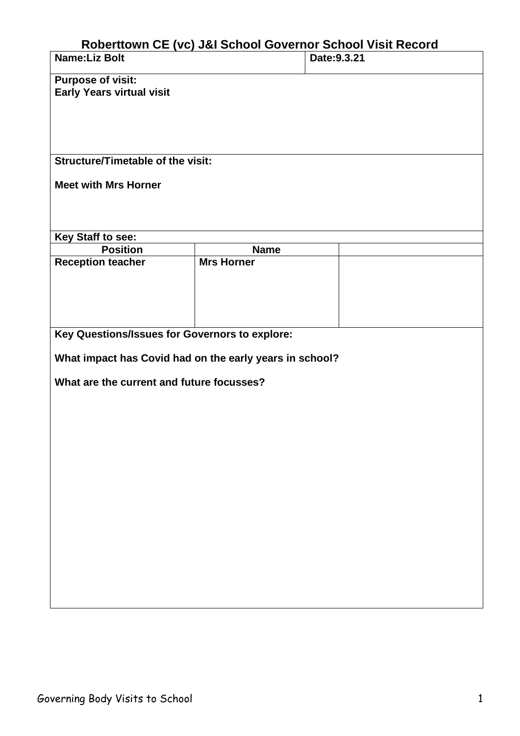# Roberttown CE (vc) J&I School Governor School Visit Record

| **Name:Liz Bolt** | **Date:9.3.21** |
|---|---|

**Purpose of visit:**
**Early Years virtual visit**

**Structure/Timetable of the visit:**

**Meet with Mrs Horner**

**Key Staff to see:**

| Position | Name | |
|---|---|---|
| **Reception teacher** | **Mrs Horner** | |

**Key Questions/Issues for Governors to explore:**

**What impact has Covid had on the early years in school?**

**What are the current and future focusses?**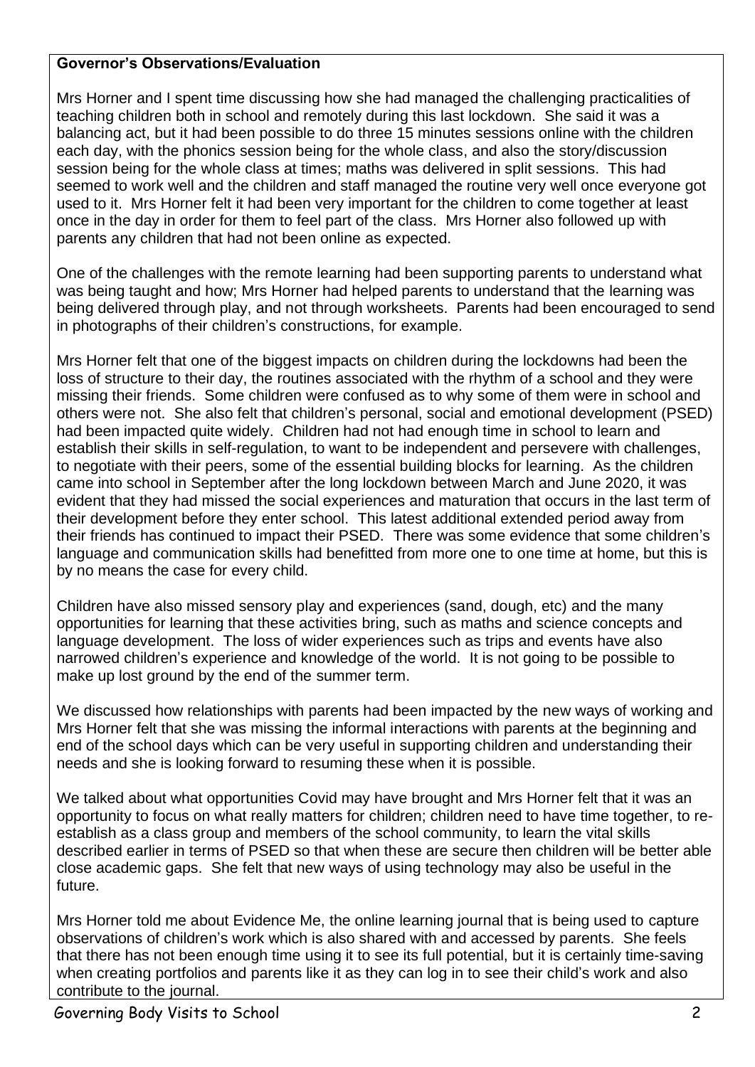**Governor's Observations/Evaluation**

Mrs Horner and I spent time discussing how she had managed the challenging practicalities of teaching children both in school and remotely during this last lockdown. She said it was a balancing act, but it had been possible to do three 15 minutes sessions online with the children each day, with the phonics session being for the whole class, and also the story/discussion session being for the whole class at times; maths was delivered in split sessions. This had seemed to work well and the children and staff managed the routine very well once everyone got used to it. Mrs Horner felt it had been very important for the children to come together at least once in the day in order for them to feel part of the class. Mrs Horner also followed up with parents any children that had not been online as expected.

One of the challenges with the remote learning had been supporting parents to understand what was being taught and how; Mrs Horner had helped parents to understand that the learning was being delivered through play, and not through worksheets. Parents had been encouraged to send in photographs of their children's constructions, for example.

Mrs Horner felt that one of the biggest impacts on children during the lockdowns had been the loss of structure to their day, the routines associated with the rhythm of a school and they were missing their friends. Some children were confused as to why some of them were in school and others were not. She also felt that children's personal, social and emotional development (PSED) had been impacted quite widely. Children had not had enough time in school to learn and establish their skills in self-regulation, to want to be independent and persevere with challenges, to negotiate with their peers, some of the essential building blocks for learning. As the children came into school in September after the long lockdown between March and June 2020, it was evident that they had missed the social experiences and maturation that occurs in the last term of their development before they enter school. This latest additional extended period away from their friends has continued to impact their PSED. There was some evidence that some children's language and communication skills had benefitted from more one to one time at home, but this is by no means the case for every child.

Children have also missed sensory play and experiences (sand, dough, etc) and the many opportunities for learning that these activities bring, such as maths and science concepts and language development. The loss of wider experiences such as trips and events have also narrowed children's experience and knowledge of the world. It is not going to be possible to make up lost ground by the end of the summer term.

We discussed how relationships with parents had been impacted by the new ways of working and Mrs Horner felt that she was missing the informal interactions with parents at the beginning and end of the school days which can be very useful in supporting children and understanding their needs and she is looking forward to resuming these when it is possible.

We talked about what opportunities Covid may have brought and Mrs Horner felt that it was an opportunity to focus on what really matters for children; children need to have time together, to re-establish as a class group and members of the school community, to learn the vital skills described earlier in terms of PSED so that when these are secure then children will be better able close academic gaps. She felt that new ways of using technology may also be useful in the future.

Mrs Horner told me about Evidence Me, the online learning journal that is being used to capture observations of children's work which is also shared with and accessed by parents. She feels that there has not been enough time using it to see its full potential, but it is certainly time-saving when creating portfolios and parents like it as they can log in to see their child's work and also contribute to the journal.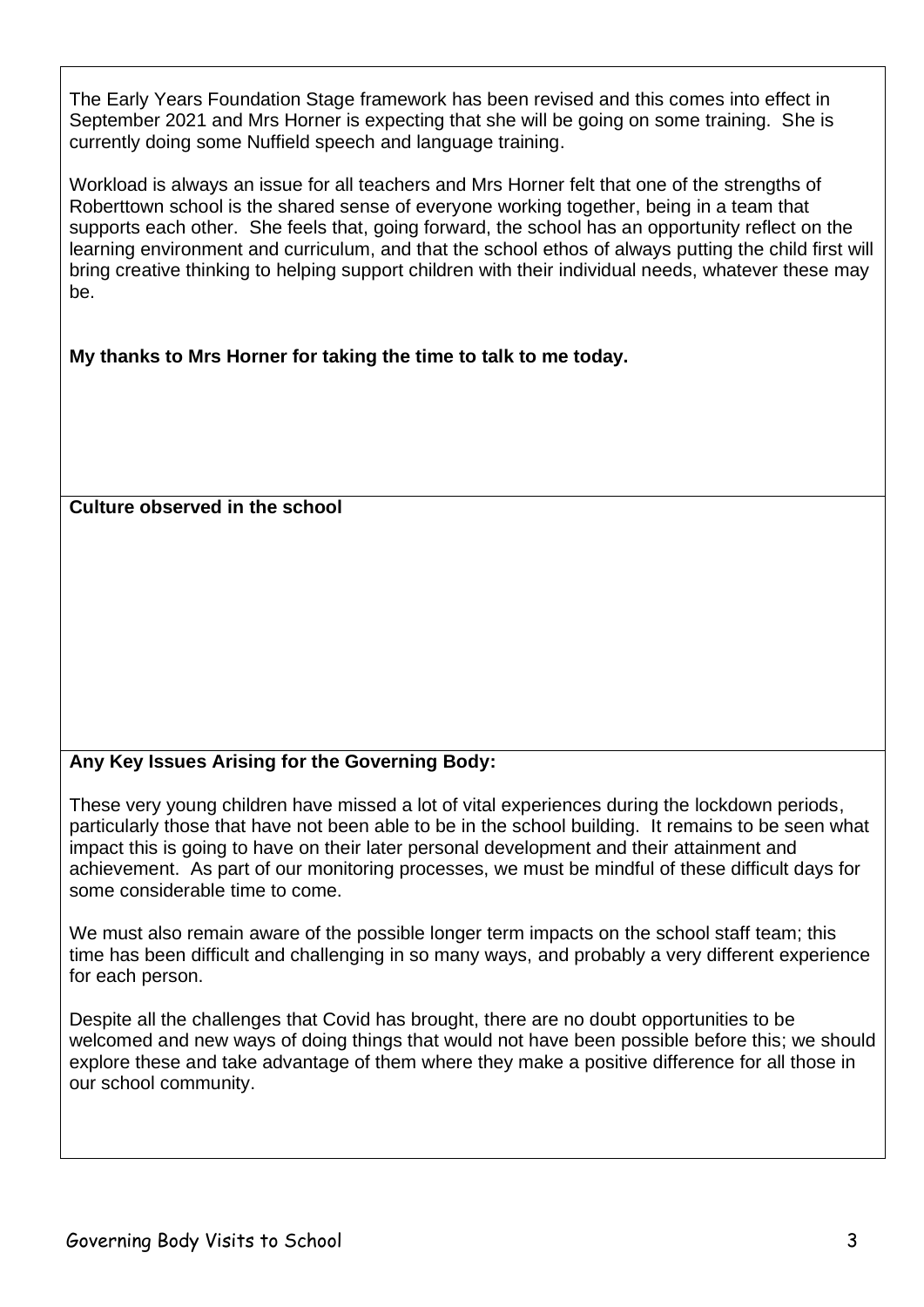The Early Years Foundation Stage framework has been revised and this comes into effect in September 2021 and Mrs Horner is expecting that she will be going on some training. She is currently doing some Nuffield speech and language training.

Workload is always an issue for all teachers and Mrs Horner felt that one of the strengths of Roberttown school is the shared sense of everyone working together, being in a team that supports each other. She feels that, going forward, the school has an opportunity reflect on the learning environment and curriculum, and that the school ethos of always putting the child first will bring creative thinking to helping support children with their individual needs, whatever these may be.

**My thanks to Mrs Horner for taking the time to talk to me today.**

**Culture observed in the school**

**Any Key Issues Arising for the Governing Body:**

These very young children have missed a lot of vital experiences during the lockdown periods, particularly those that have not been able to be in the school building. It remains to be seen what impact this is going to have on their later personal development and their attainment and achievement. As part of our monitoring processes, we must be mindful of these difficult days for some considerable time to come.

We must also remain aware of the possible longer term impacts on the school staff team; this time has been difficult and challenging in so many ways, and probably a very different experience for each person.

Despite all the challenges that Covid has brought, there are no doubt opportunities to be welcomed and new ways of doing things that would not have been possible before this; we should explore these and take advantage of them where they make a positive difference for all those in our school community.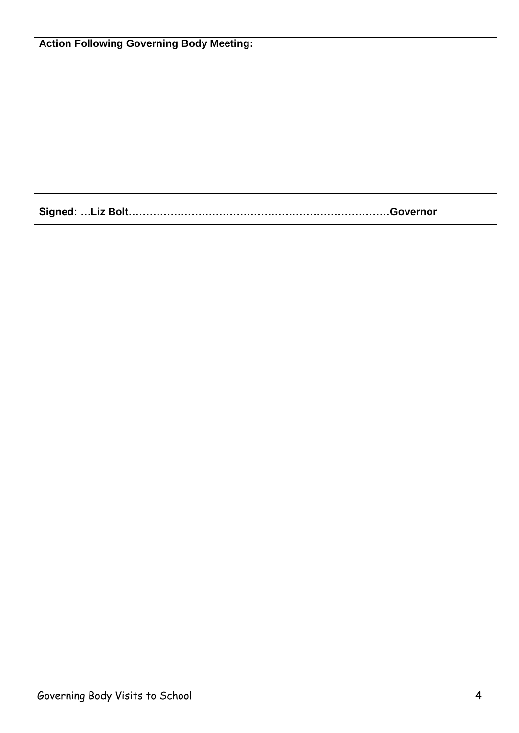| **Action Following Governing Body Meeting:** |
| --- |
| **Signed: …Liz Bolt…………………………………………………………………Governor** |